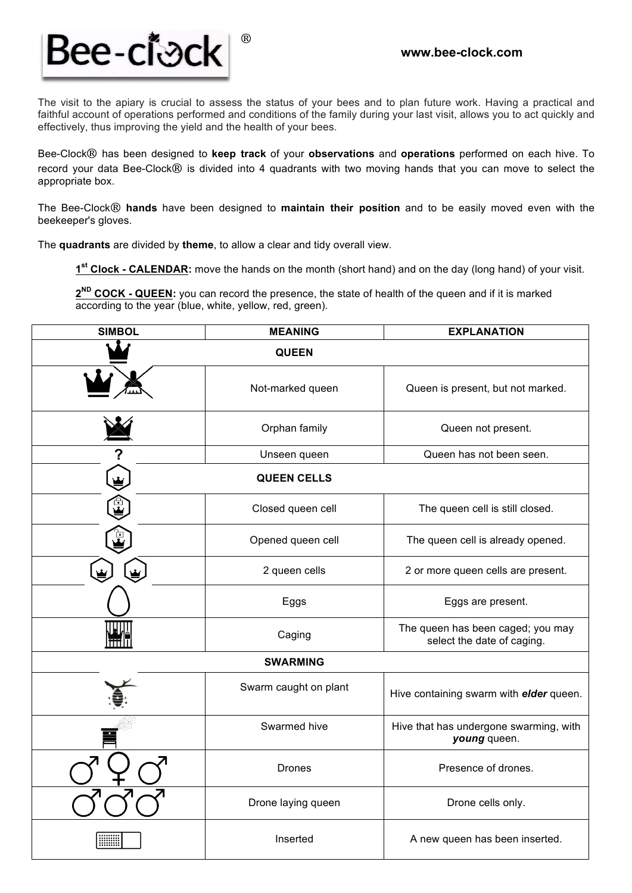# Bee-clock®

www.bee-clock.com

The visit to the apiary is crucial to assess the status of your bees and to plan future work. Having a practical and faithful account of operations performed and conditions of the family during your last visit, allows you to act quickly and effectively, thus improving the yield and the health of your bees.

Bee-Clock® has been designed to **keep track** of your **observations** and **operations** performed on each hive. To record your data Bee-Clock® is divided into 4 quadrants with two moving hands that you can move to select the appropriate box.

The Bee-Clock® **hands** have been designed to **maintain their position** and to be easily moved even with the beekeeper's gloves.

The **quadrants** are divided by **theme**, to allow a clear and tidy overall view.

> **1st Clock - CALENDAR:** move the hands on the month (short hand) and on the day (long hand) of your visit.
>
> **2ND COCK - QUEEN:** you can record the presence, the state of health of the queen and if it is marked according to the year (blue, white, yellow, red, green).

| SIMBOL | MEANING | EXPLANATION |
|---|---|---|
| | **QUEEN** | |
| | Not-marked queen | Queen is present, but not marked. |
| | Orphan family | Queen not present. |
| ? | Unseen queen | Queen has not been seen. |
| | **QUEEN CELLS** | |
| | Closed queen cell | The queen cell is still closed. |
| | Opened queen cell | The queen cell is already opened. |
| | 2 queen cells | 2 or more queen cells are present. |
| | Eggs | Eggs are present. |
| | Caging | The queen has been caged; you may select the date of caging. |
| | **SWARMING** | |
| | Swarm caught on plant | Hive containing swarm with ***elder*** queen. |
| | Swarmed hive | Hive that has undergone swarming, with ***young*** queen. |
| ♂ ♀ ♂ | Drones | Presence of drones. |
| ♂ ♂ ♂ | Drone laying queen | Drone cells only. |
| | Inserted | A new queen has been inserted. |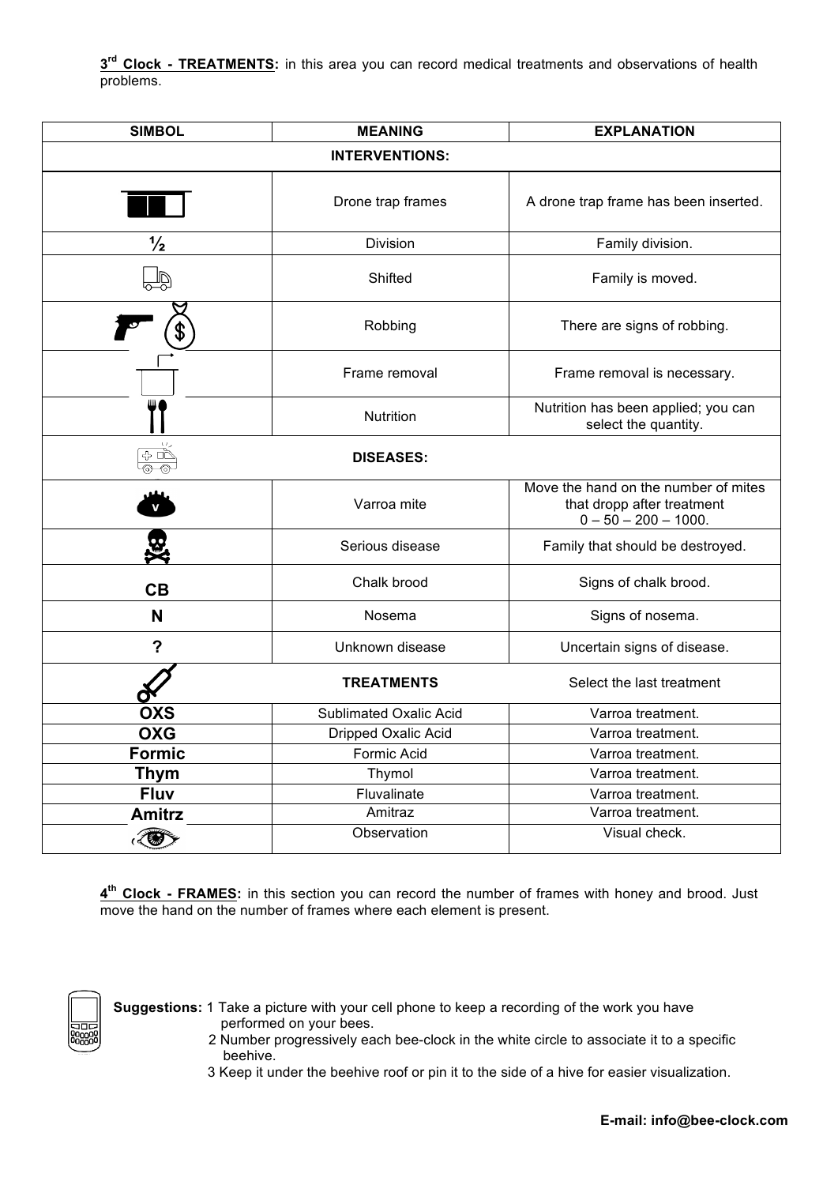**3rd Clock - TREATMENTS:** in this area you can record medical treatments and observations of health problems.

| SIMBOL | MEANING | EXPLANATION |
|---|---|---|
| **INTERVENTIONS:** | | |
| | Drone trap frames | A drone trap frame has been inserted. |
| ½ | Division | Family division. |
| | Shifted | Family is moved. |
| | Robbing | There are signs of robbing. |
| | Frame removal | Frame removal is necessary. |
| | Nutrition | Nutrition has been applied; you can select the quantity. |
| | **DISEASES:** | |
| v | Varroa mite | Move the hand on the number of mites that dropp after treatment 0 – 50 – 200 – 1000. |
| | Serious disease | Family that should be destroyed. |
| **CB** | Chalk brood | Signs of chalk brood. |
| **N** | Nosema | Signs of nosema. |
| **?** | Unknown disease | Uncertain signs of disease. |
| | **TREATMENTS** | Select the last treatment |
| **OXS** | Sublimated Oxalic Acid | Varroa treatment. |
| **OXG** | Dripped Oxalic Acid | Varroa treatment. |
| **Formic** | Formic Acid | Varroa treatment. |
| **Thym** | Thymol | Varroa treatment. |
| **Fluv** | Fluvalinate | Varroa treatment. |
| **Amitrz** | Amitraz | Varroa treatment. |
| | Observation | Visual check. |

**4th Clock - FRAMES:** in this section you can record the number of frames with honey and brood. Just move the hand on the number of frames where each element is present.

**Suggestions:**
1. Take a picture with your cell phone to keep a recording of the work you have performed on your bees.
2. Number progressively each bee-clock in the white circle to associate it to a specific beehive.
3. Keep it under the beehive roof or pin it to the side of a hive for easier visualization.

**E-mail: info@bee-clock.com**